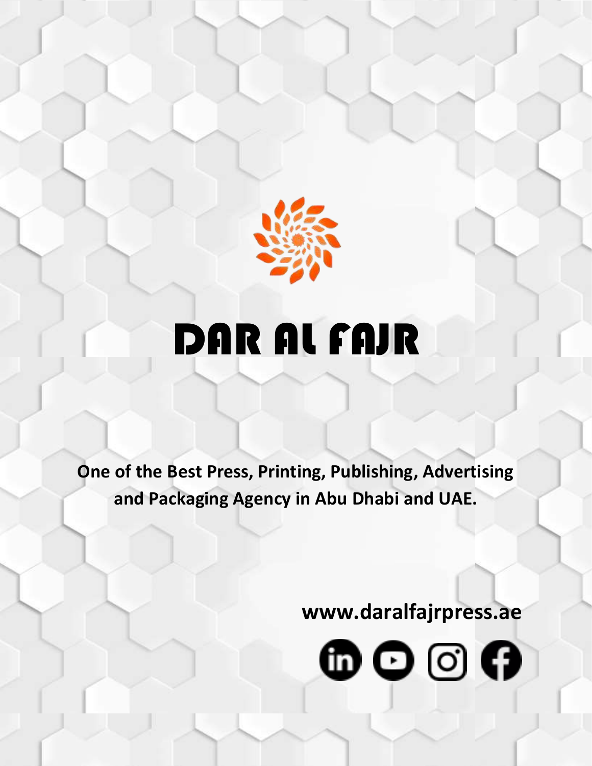# DAR AL FAJR

**One of the Best Press, Printing, Publishing, Advertising and Packaging Agency in Abu Dhabi and UAE.**

**www.daralfajrpress.ae**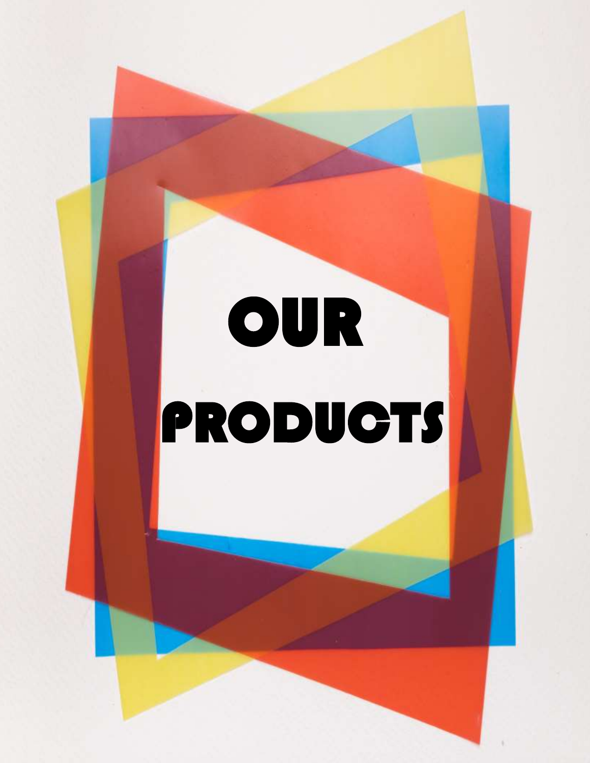# OUR PRODUCTS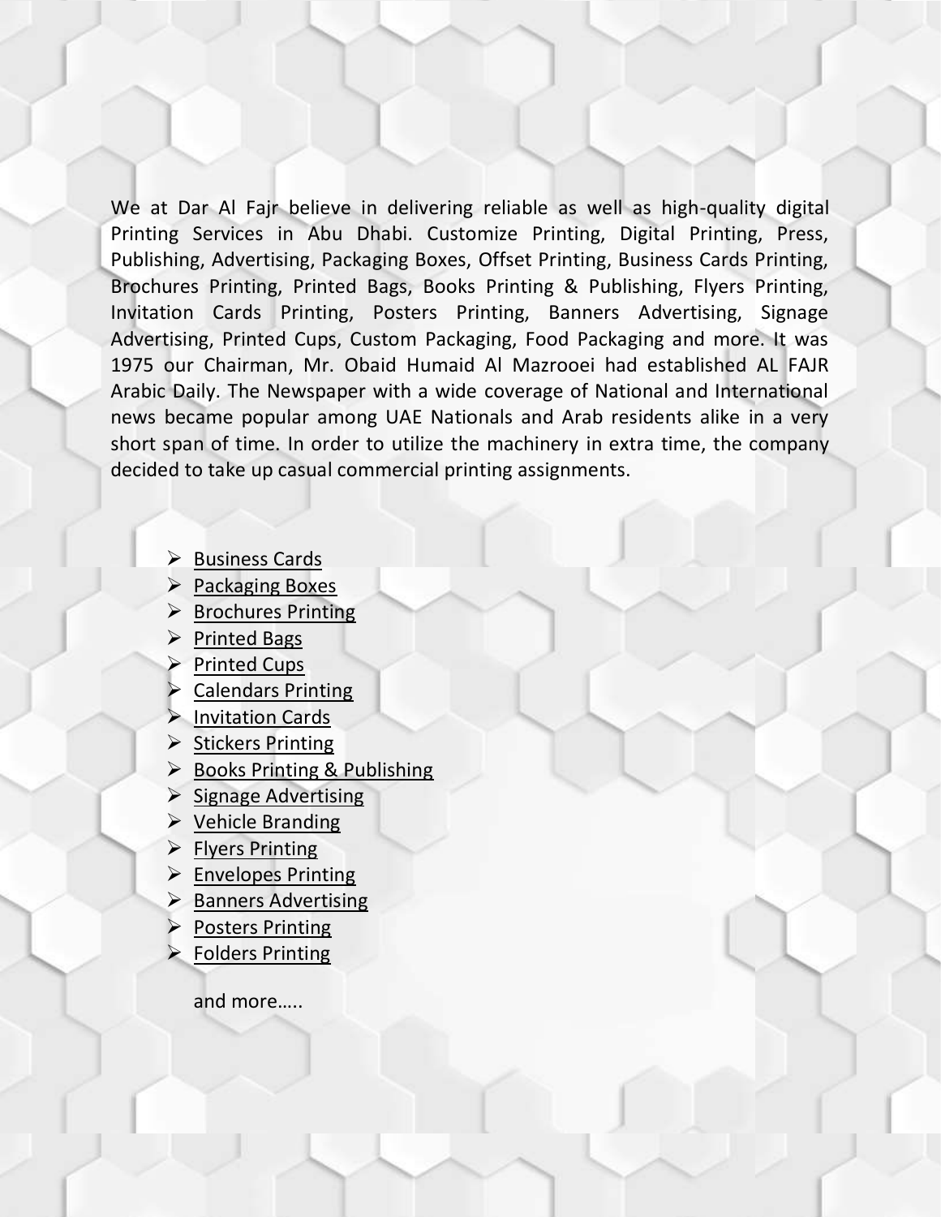We at Dar Al Fajr believe in delivering reliable as well as high-quality digital Printing Services in Abu Dhabi. Customize Printing, Digital Printing, Press, Publishing, Advertising, Packaging Boxes, Offset Printing, Business Cards Printing, Brochures Printing, Printed Bags, Books Printing & Publishing, Flyers Printing, Invitation Cards Printing, Posters Printing, Banners Advertising, Signage Advertising, Printed Cups, Custom Packaging, Food Packaging and more. It was 1975 our Chairman, Mr. Obaid Humaid Al Mazrooei had established AL FAJR Arabic Daily. The Newspaper with a wide coverage of National and International news became popular among UAE Nationals and Arab residents alike in a very short span of time. In order to utilize the machinery in extra time, the company decided to take up casual commercial printing assignments.

- Business Cards
- Packaging Boxes
- Brochures Printing
- Printed Bags
- Printed Cups
- Calendars Printing
- Invitation Cards
- Stickers Printing
- Books Printing & Publishing
- Signage Advertising
- Vehicle Branding
- Flyers Printing
- Envelopes Printing
- Banners Advertising
- Posters Printing
- Folders Printing

and more…..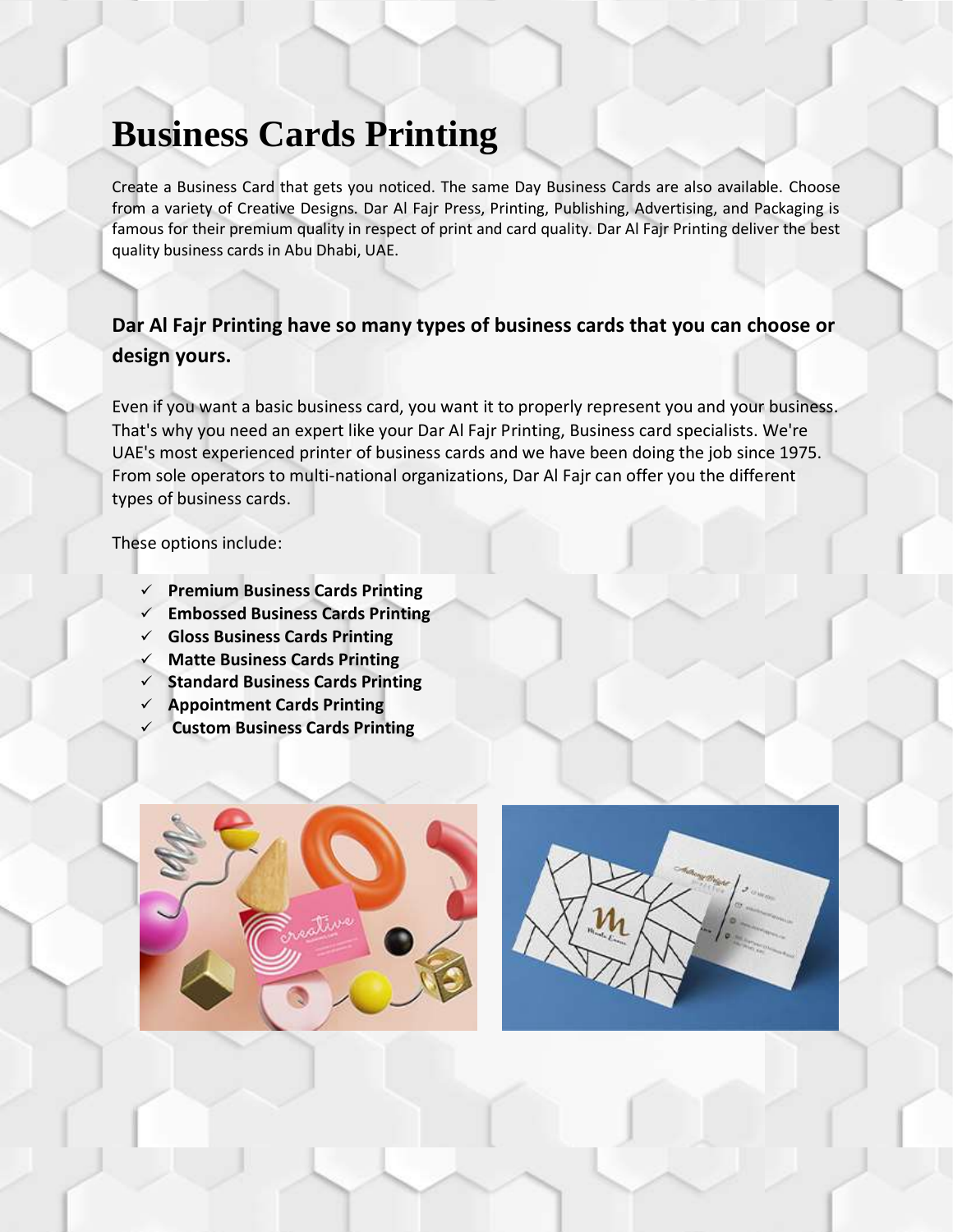# Business Cards Printing

Create a Business Card that gets you noticed. The same Day Business Cards are also available. Choose from a variety of Creative Designs. Dar Al Fajr Press, Printing, Publishing, Advertising, and Packaging is famous for their premium quality in respect of print and card quality. Dar Al Fajr Printing deliver the best quality business cards in Abu Dhabi, UAE.

### Dar Al Fajr Printing have so many types of business cards that you can choose or design yours.

Even if you want a basic business card, you want it to properly represent you and your business. That's why you need an expert like your Dar Al Fajr Printing, Business card specialists. We're UAE's most experienced printer of business cards and we have been doing the job since 1975. From sole operators to multi-national organizations, Dar Al Fajr can offer you the different types of business cards.

These options include:

- ✓ **Premium Business Cards Printing**
- ✓ **Embossed Business Cards Printing**
- ✓ **Gloss Business Cards Printing**
- ✓ **Matte Business Cards Printing**
- ✓ **Standard Business Cards Printing**
- ✓ **Appointment Cards Printing**
- ✓ **Custom Business Cards Printing**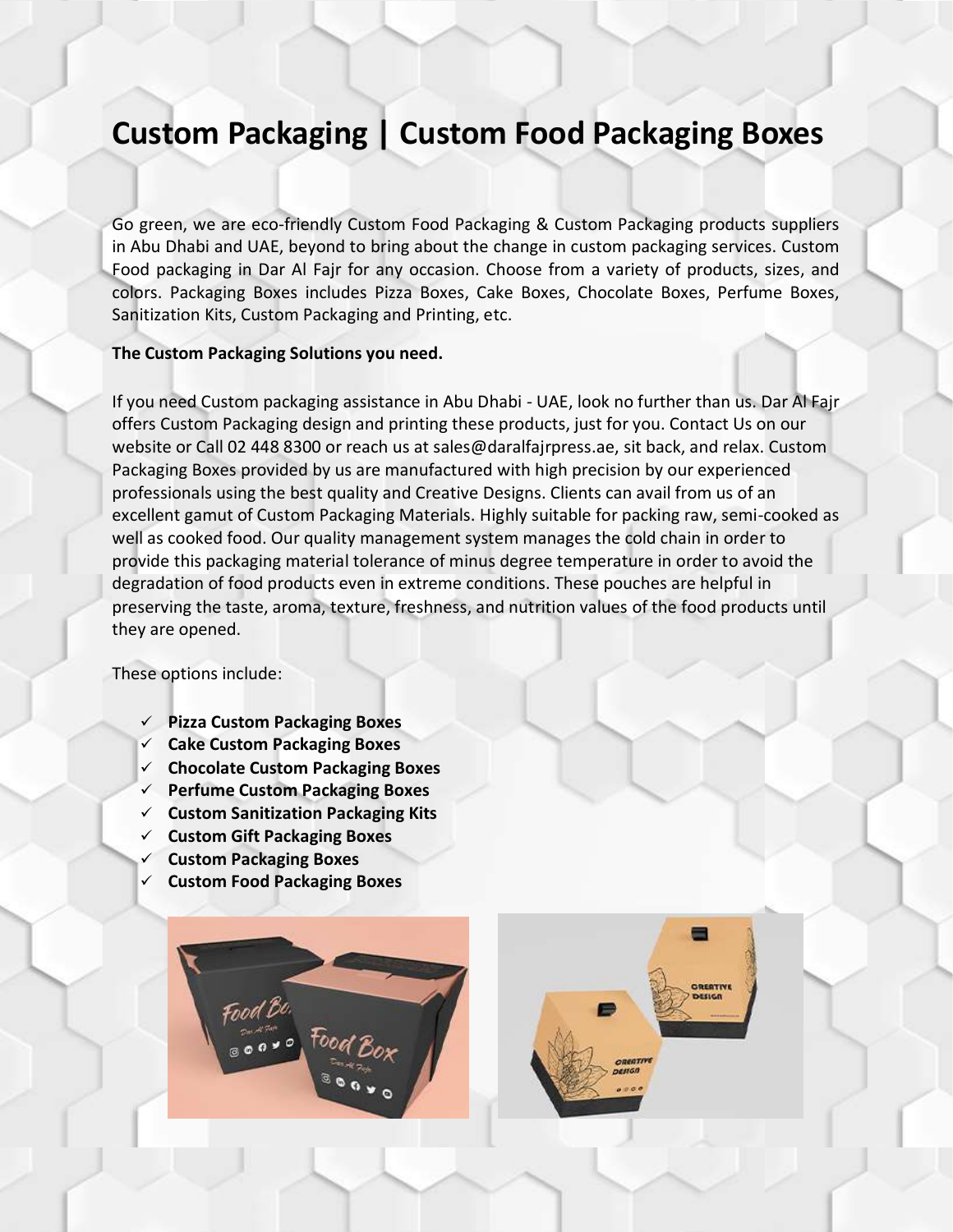# Custom Packaging | Custom Food Packaging Boxes

Go green, we are eco-friendly Custom Food Packaging & Custom Packaging products suppliers in Abu Dhabi and UAE, beyond to bring about the change in custom packaging services. Custom Food packaging in Dar Al Fajr for any occasion. Choose from a variety of products, sizes, and colors. Packaging Boxes includes Pizza Boxes, Cake Boxes, Chocolate Boxes, Perfume Boxes, Sanitization Kits, Custom Packaging and Printing, etc.

**The Custom Packaging Solutions you need.**

If you need Custom packaging assistance in Abu Dhabi - UAE, look no further than us. Dar Al Fajr offers Custom Packaging design and printing these products, just for you. Contact Us on our website or Call 02 448 8300 or reach us at sales@daralfajrpress.ae, sit back, and relax. Custom Packaging Boxes provided by us are manufactured with high precision by our experienced professionals using the best quality and Creative Designs. Clients can avail from us of an excellent gamut of Custom Packaging Materials. Highly suitable for packing raw, semi-cooked as well as cooked food. Our quality management system manages the cold chain in order to provide this packaging material tolerance of minus degree temperature in order to avoid the degradation of food products even in extreme conditions. These pouches are helpful in preserving the taste, aroma, texture, freshness, and nutrition values of the food products until they are opened.

These options include:

- ✓ **Pizza Custom Packaging Boxes**
- ✓ **Cake Custom Packaging Boxes**
- ✓ **Chocolate Custom Packaging Boxes**
- ✓ **Perfume Custom Packaging Boxes**
- ✓ **Custom Sanitization Packaging Kits**
- ✓ **Custom Gift Packaging Boxes**
- ✓ **Custom Packaging Boxes**
- ✓ **Custom Food Packaging Boxes**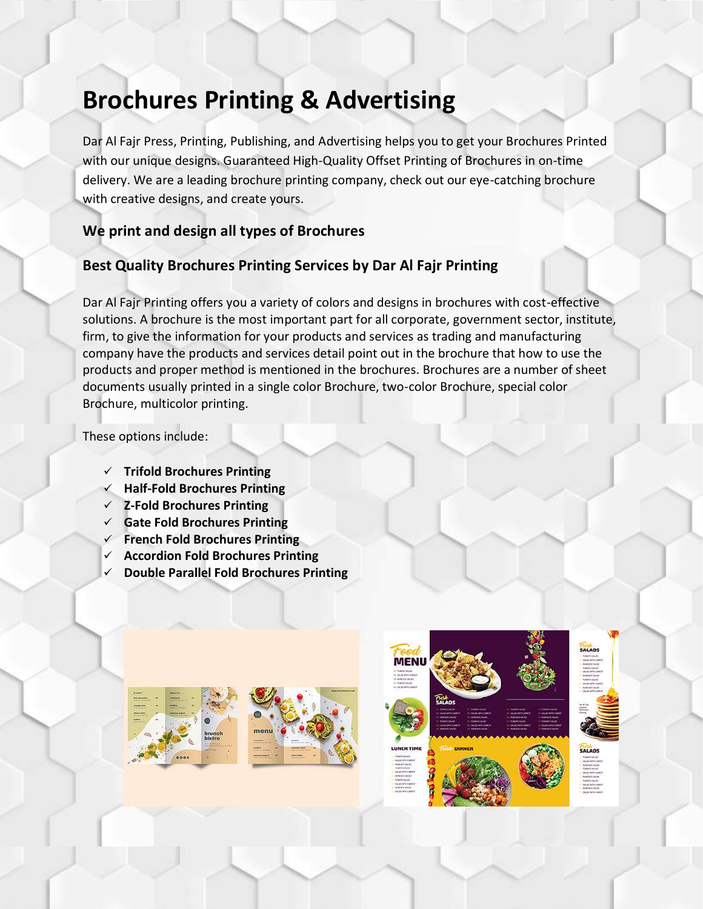# Brochures Printing & Advertising

Dar Al Fajr Press, Printing, Publishing, and Advertising helps you to get your Brochures Printed with our unique designs. Guaranteed High-Quality Offset Printing of Brochures in on-time delivery. We are a leading brochure printing company, check out our eye-catching brochure with creative designs, and create yours.

### We print and design all types of Brochures

### Best Quality Brochures Printing Services by Dar Al Fajr Printing

Dar Al Fajr Printing offers you a variety of colors and designs in brochures with cost-effective solutions. A brochure is the most important part for all corporate, government sector, institute, firm, to give the information for your products and services as trading and manufacturing company have the products and services detail point out in the brochure that how to use the products and proper method is mentioned in the brochures. Brochures are a number of sheet documents usually printed in a single color Brochure, two-color Brochure, special color Brochure, multicolor printing.

These options include:

- ✓ **Trifold Brochures Printing**
- ✓ **Half-Fold Brochures Printing**
- ✓ **Z-Fold Brochures Printing**
- ✓ **Gate Fold Brochures Printing**
- ✓ **French Fold Brochures Printing**
- ✓ **Accordion Fold Brochures Printing**
- ✓ **Double Parallel Fold Brochures Printing**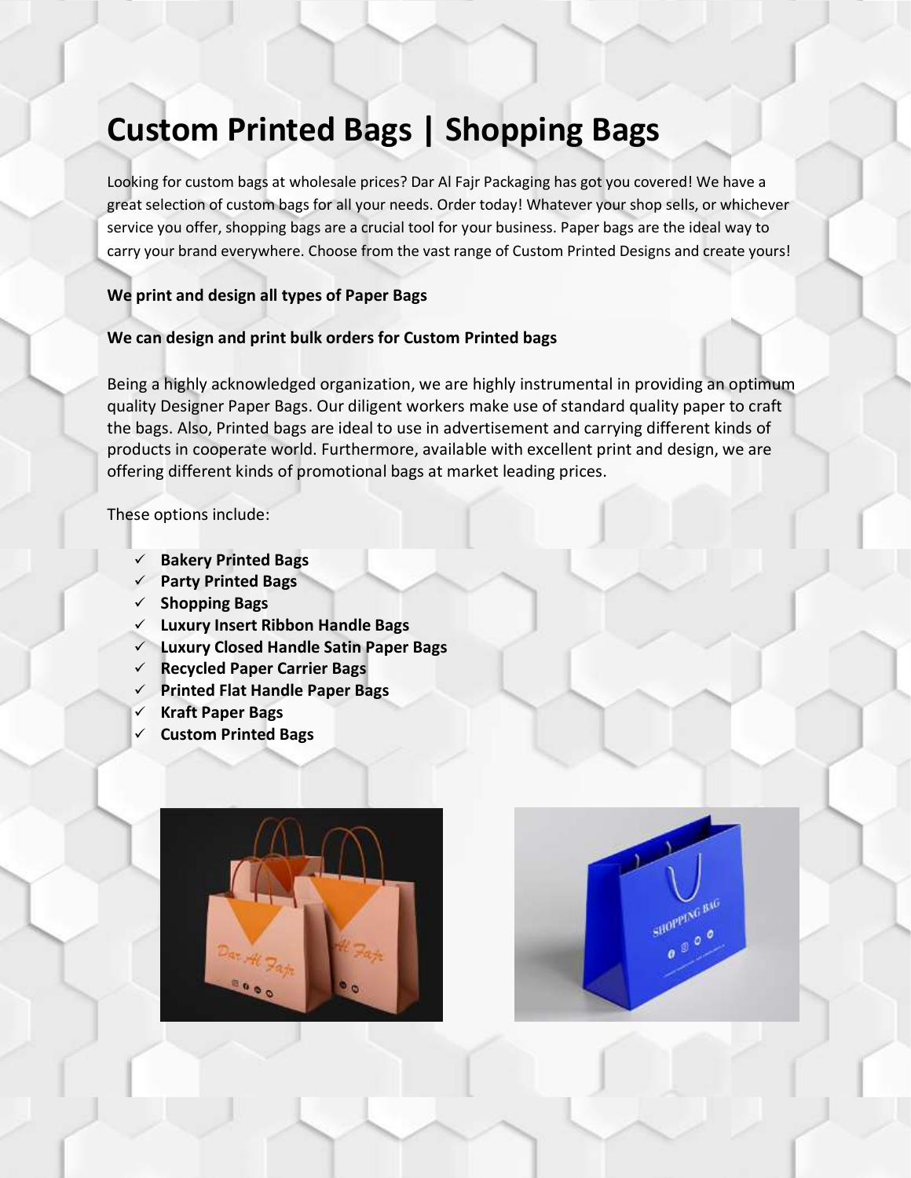# Custom Printed Bags | Shopping Bags

Looking for custom bags at wholesale prices? Dar Al Fajr Packaging has got you covered! We have a great selection of custom bags for all your needs. Order today! Whatever your shop sells, or whichever service you offer, shopping bags are a crucial tool for your business. Paper bags are the ideal way to carry your brand everywhere. Choose from the vast range of Custom Printed Designs and create yours!

**We print and design all types of Paper Bags**

**We can design and print bulk orders for Custom Printed bags**

Being a highly acknowledged organization, we are highly instrumental in providing an optimum quality Designer Paper Bags. Our diligent workers make use of standard quality paper to craft the bags. Also, Printed bags are ideal to use in advertisement and carrying different kinds of products in cooperate world. Furthermore, available with excellent print and design, we are offering different kinds of promotional bags at market leading prices.

These options include:

- ✓ **Bakery Printed Bags**
- ✓ **Party Printed Bags**
- ✓ **Shopping Bags**
- ✓ **Luxury Insert Ribbon Handle Bags**
- ✓ **Luxury Closed Handle Satin Paper Bags**
- ✓ **Recycled Paper Carrier Bags**
- ✓ **Printed Flat Handle Paper Bags**
- ✓ **Kraft Paper Bags**
- ✓ **Custom Printed Bags**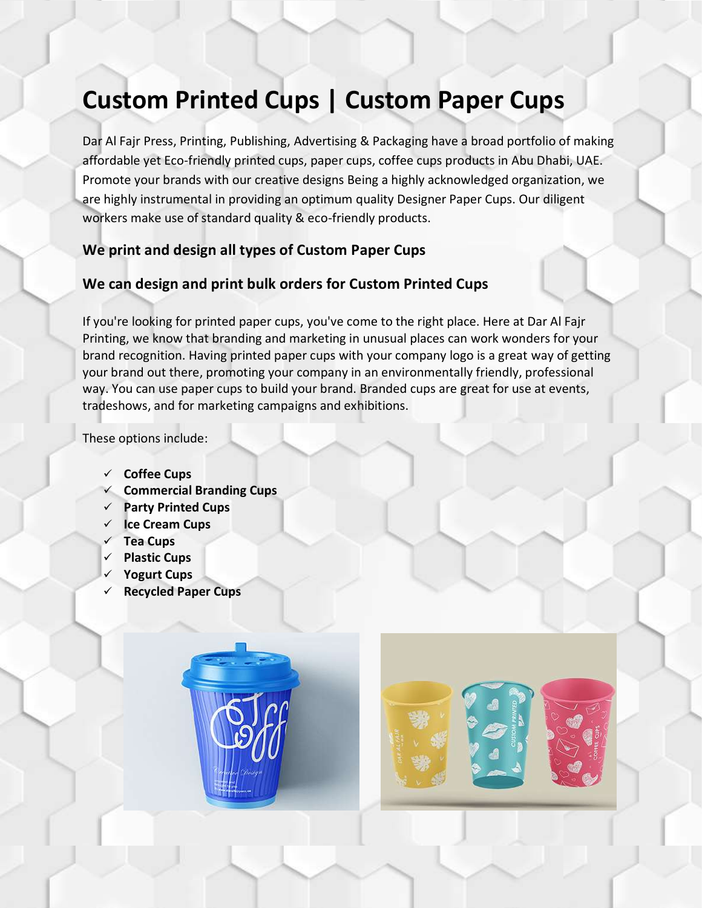# Custom Printed Cups | Custom Paper Cups

Dar Al Fajr Press, Printing, Publishing, Advertising & Packaging have a broad portfolio of making affordable yet Eco-friendly printed cups, paper cups, coffee cups products in Abu Dhabi, UAE. Promote your brands with our creative designs Being a highly acknowledged organization, we are highly instrumental in providing an optimum quality Designer Paper Cups. Our diligent workers make use of standard quality & eco-friendly products.

### We print and design all types of Custom Paper Cups

### We can design and print bulk orders for Custom Printed Cups

If you're looking for printed paper cups, you've come to the right place. Here at Dar Al Fajr Printing, we know that branding and marketing in unusual places can work wonders for your brand recognition. Having printed paper cups with your company logo is a great way of getting your brand out there, promoting your company in an environmentally friendly, professional way. You can use paper cups to build your brand. Branded cups are great for use at events, tradeshows, and for marketing campaigns and exhibitions.

These options include:

- ✓ **Coffee Cups**
- ✓ **Commercial Branding Cups**
- ✓ **Party Printed Cups**
- ✓ **Ice Cream Cups**
- ✓ **Tea Cups**
- ✓ **Plastic Cups**
- ✓ **Yogurt Cups**
- ✓ **Recycled Paper Cups**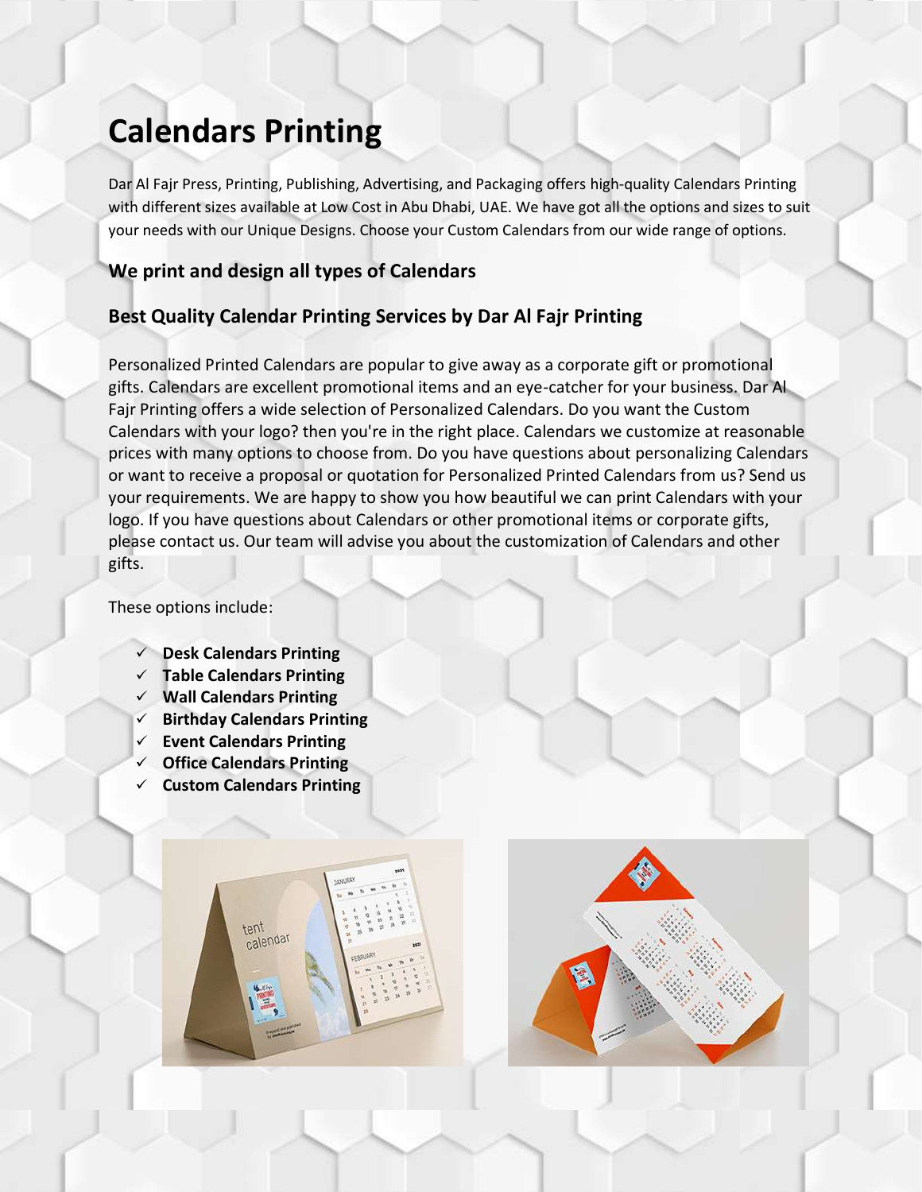# Calendars Printing

Dar Al Fajr Press, Printing, Publishing, Advertising, and Packaging offers high-quality Calendars Printing with different sizes available at Low Cost in Abu Dhabi, UAE. We have got all the options and sizes to suit your needs with our Unique Designs. Choose your Custom Calendars from our wide range of options.

### We print and design all types of Calendars

### Best Quality Calendar Printing Services by Dar Al Fajr Printing

Personalized Printed Calendars are popular to give away as a corporate gift or promotional gifts. Calendars are excellent promotional items and an eye-catcher for your business. Dar Al Fajr Printing offers a wide selection of Personalized Calendars. Do you want the Custom Calendars with your logo? then you're in the right place. Calendars we customize at reasonable prices with many options to choose from. Do you have questions about personalizing Calendars or want to receive a proposal or quotation for Personalized Printed Calendars from us? Send us your requirements. We are happy to show you how beautiful we can print Calendars with your logo. If you have questions about Calendars or other promotional items or corporate gifts, please contact us. Our team will advise you about the customization of Calendars and other gifts.

These options include:

- ✓ **Desk Calendars Printing**
- ✓ **Table Calendars Printing**
- ✓ **Wall Calendars Printing**
- ✓ **Birthday Calendars Printing**
- ✓ **Event Calendars Printing**
- ✓ **Office Calendars Printing**
- ✓ **Custom Calendars Printing**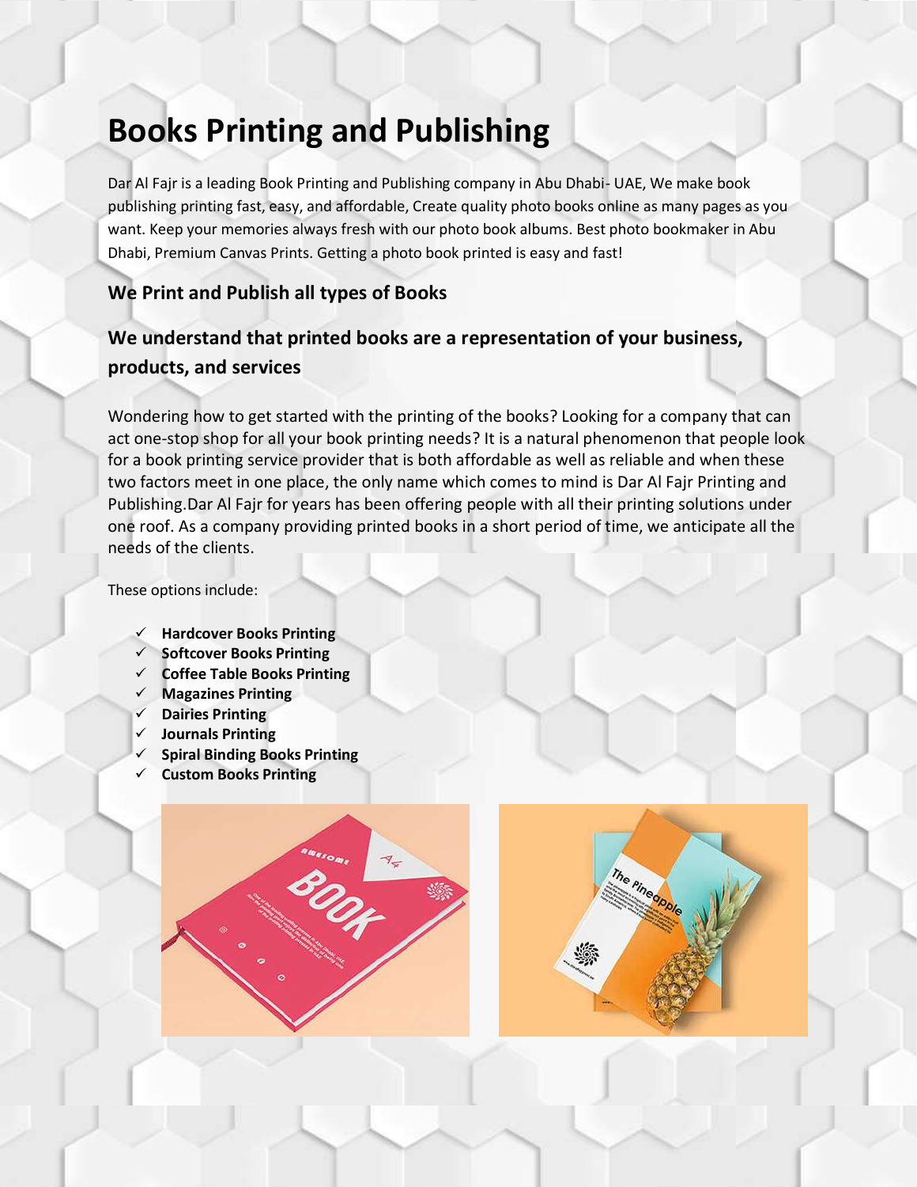# Books Printing and Publishing

Dar Al Fajr is a leading Book Printing and Publishing company in Abu Dhabi- UAE, We make book publishing printing fast, easy, and affordable, Create quality photo books online as many pages as you want. Keep your memories always fresh with our photo book albums. Best photo bookmaker in Abu Dhabi, Premium Canvas Prints. Getting a photo book printed is easy and fast!

### We Print and Publish all types of Books

### We understand that printed books are a representation of your business, products, and services

Wondering how to get started with the printing of the books? Looking for a company that can act one-stop shop for all your book printing needs? It is a natural phenomenon that people look for a book printing service provider that is both affordable as well as reliable and when these two factors meet in one place, the only name which comes to mind is Dar Al Fajr Printing and Publishing.Dar Al Fajr for years has been offering people with all their printing solutions under one roof. As a company providing printed books in a short period of time, we anticipate all the needs of the clients.

These options include:

- ✓ **Hardcover Books Printing**
- ✓ **Softcover Books Printing**
- ✓ **Coffee Table Books Printing**
- ✓ **Magazines Printing**
- ✓ **Dairies Printing**
- ✓ **Journals Printing**
- ✓ **Spiral Binding Books Printing**
- ✓ **Custom Books Printing**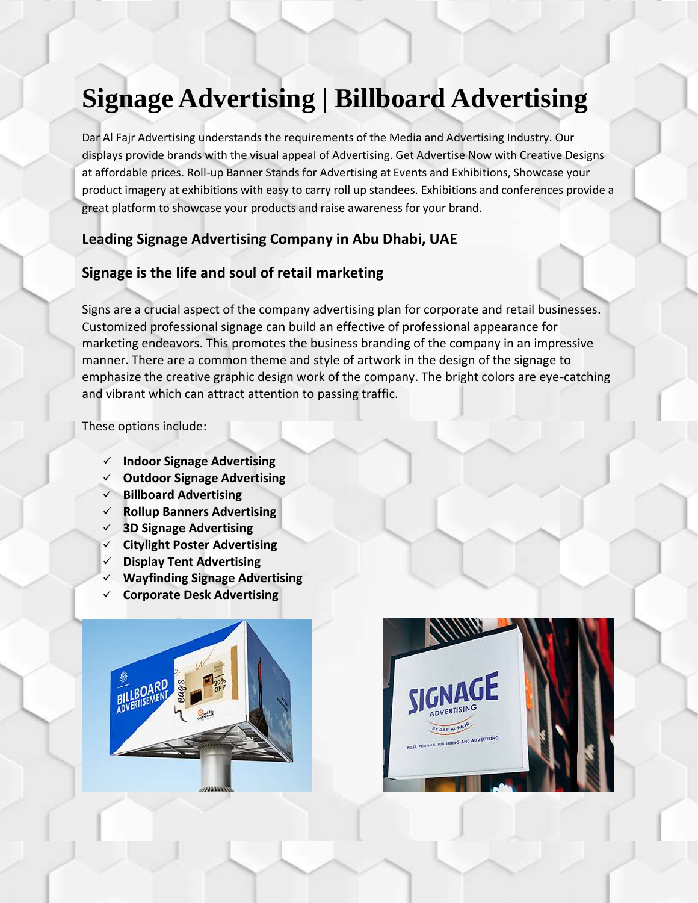# Signage Advertising | Billboard Advertising

Dar Al Fajr Advertising understands the requirements of the Media and Advertising Industry. Our displays provide brands with the visual appeal of Advertising. Get Advertise Now with Creative Designs at affordable prices. Roll-up Banner Stands for Advertising at Events and Exhibitions, Showcase your product imagery at exhibitions with easy to carry roll up standees. Exhibitions and conferences provide a great platform to showcase your products and raise awareness for your brand.

## Leading Signage Advertising Company in Abu Dhabi, UAE

## Signage is the life and soul of retail marketing

Signs are a crucial aspect of the company advertising plan for corporate and retail businesses. Customized professional signage can build an effective of professional appearance for marketing endeavors. This promotes the business branding of the company in an impressive manner. There are a common theme and style of artwork in the design of the signage to emphasize the creative graphic design work of the company. The bright colors are eye-catching and vibrant which can attract attention to passing traffic.

These options include:

- ✓ **Indoor Signage Advertising**
- ✓ **Outdoor Signage Advertising**
- ✓ **Billboard Advertising**
- ✓ **Rollup Banners Advertising**
- ✓ **3D Signage Advertising**
- ✓ **Citylight Poster Advertising**
- ✓ **Display Tent Advertising**
- ✓ **Wayfinding Signage Advertising**
- ✓ **Corporate Desk Advertising**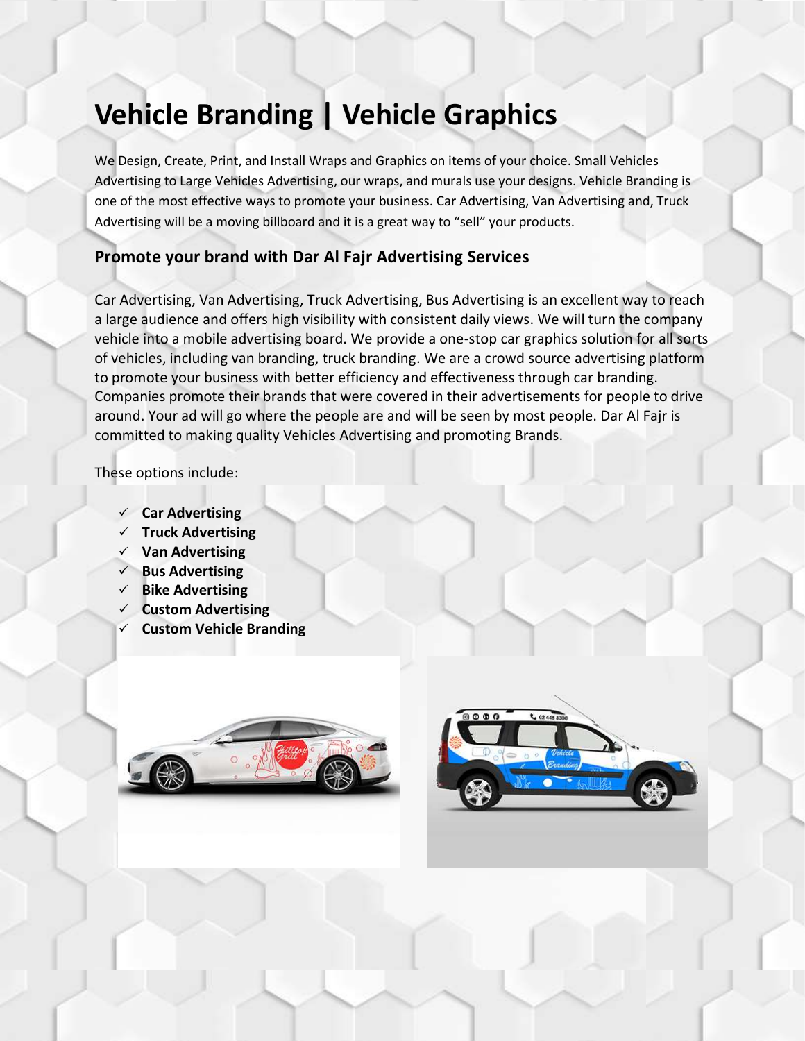# Vehicle Branding | Vehicle Graphics

We Design, Create, Print, and Install Wraps and Graphics on items of your choice. Small Vehicles Advertising to Large Vehicles Advertising, our wraps, and murals use your designs. Vehicle Branding is one of the most effective ways to promote your business. Car Advertising, Van Advertising and, Truck Advertising will be a moving billboard and it is a great way to "sell" your products.

## Promote your brand with Dar Al Fajr Advertising Services

Car Advertising, Van Advertising, Truck Advertising, Bus Advertising is an excellent way to reach a large audience and offers high visibility with consistent daily views. We will turn the company vehicle into a mobile advertising board. We provide a one-stop car graphics solution for all sorts of vehicles, including van branding, truck branding. We are a crowd source advertising platform to promote your business with better efficiency and effectiveness through car branding. Companies promote their brands that were covered in their advertisements for people to drive around. Your ad will go where the people are and will be seen by most people. Dar Al Fajr is committed to making quality Vehicles Advertising and promoting Brands.

These options include:

- ✓ **Car Advertising**
- ✓ **Truck Advertising**
- ✓ **Van Advertising**
- ✓ **Bus Advertising**
- ✓ **Bike Advertising**
- ✓ **Custom Advertising**
- ✓ **Custom Vehicle Branding**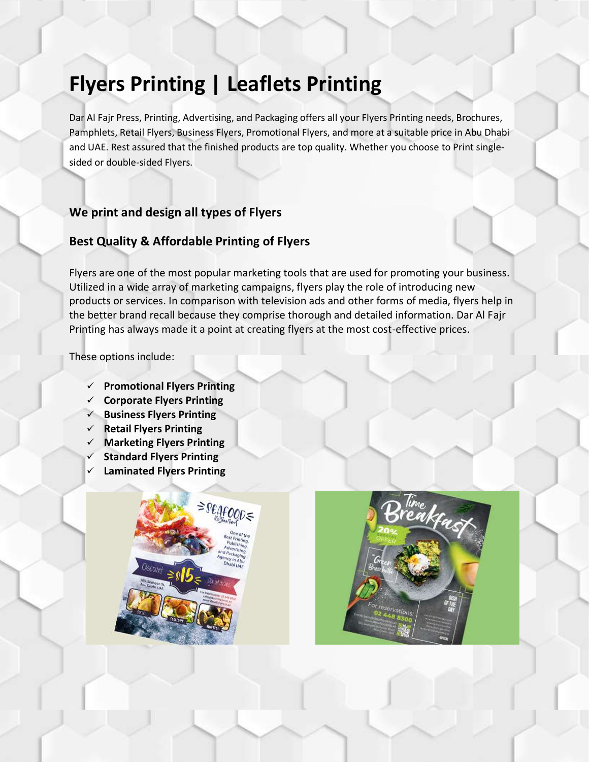# Flyers Printing | Leaflets Printing

Dar Al Fajr Press, Printing, Advertising, and Packaging offers all your Flyers Printing needs, Brochures, Pamphlets, Retail Flyers, Business Flyers, Promotional Flyers, and more at a suitable price in Abu Dhabi and UAE. Rest assured that the finished products are top quality. Whether you choose to Print single-sided or double-sided Flyers.

### We print and design all types of Flyers

### Best Quality & Affordable Printing of Flyers

Flyers are one of the most popular marketing tools that are used for promoting your business. Utilized in a wide array of marketing campaigns, flyers play the role of introducing new products or services. In comparison with television ads and other forms of media, flyers help in the better brand recall because they comprise thorough and detailed information. Dar Al Fajr Printing has always made it a point at creating flyers at the most cost-effective prices.

These options include:

- ✓ **Promotional Flyers Printing**
- ✓ **Corporate Flyers Printing**
- ✓ **Business Flyers Printing**
- ✓ **Retail Flyers Printing**
- ✓ **Marketing Flyers Printing**
- ✓ **Standard Flyers Printing**
- ✓ **Laminated Flyers Printing**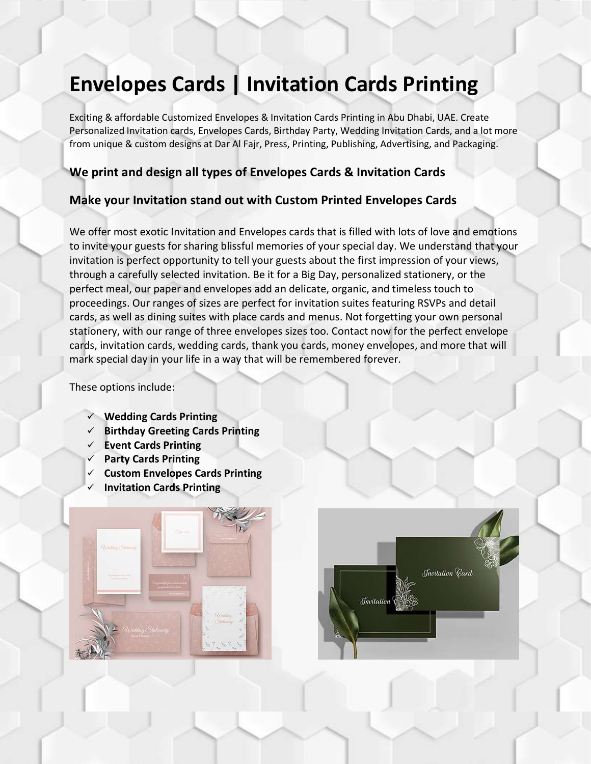# Envelopes Cards | Invitation Cards Printing

Exciting & affordable Customized Envelopes & Invitation Cards Printing in Abu Dhabi, UAE. Create Personalized Invitation cards, Envelopes Cards, Birthday Party, Wedding Invitation Cards, and a lot more from unique & custom designs at Dar Al Fajr, Press, Printing, Publishing, Advertising, and Packaging.

## We print and design all types of Envelopes Cards & Invitation Cards

## Make your Invitation stand out with Custom Printed Envelopes Cards

We offer most exotic Invitation and Envelopes cards that is filled with lots of love and emotions to invite your guests for sharing blissful memories of your special day. We understand that your invitation is perfect opportunity to tell your guests about the first impression of your views, through a carefully selected invitation. Be it for a Big Day, personalized stationery, or the perfect meal, our paper and envelopes add an delicate, organic, and timeless touch to proceedings. Our ranges of sizes are perfect for invitation suites featuring RSVPs and detail cards, as well as dining suites with place cards and menus. Not forgetting your own personal stationery, with our range of three envelopes sizes too. Contact now for the perfect envelope cards, invitation cards, wedding cards, thank you cards, money envelopes, and more that will mark special day in your life in a way that will be remembered forever.

These options include:

- ✓ **Wedding Cards Printing**
- ✓ **Birthday Greeting Cards Printing**
- ✓ **Event Cards Printing**
- ✓ **Party Cards Printing**
- ✓ **Custom Envelopes Cards Printing**
- ✓ **Invitation Cards Printing**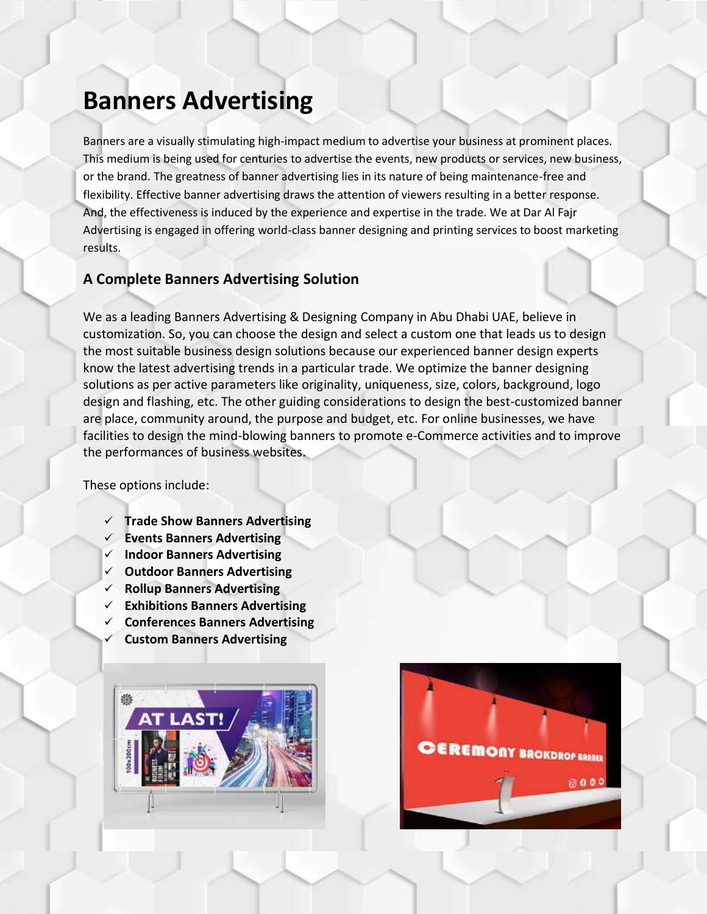# Banners Advertising

Banners are a visually stimulating high-impact medium to advertise your business at prominent places. This medium is being used for centuries to advertise the events, new products or services, new business, or the brand. The greatness of banner advertising lies in its nature of being maintenance-free and flexibility. Effective banner advertising draws the attention of viewers resulting in a better response. And, the effectiveness is induced by the experience and expertise in the trade. We at Dar Al Fajr Advertising is engaged in offering world-class banner designing and printing services to boost marketing results.

## A Complete Banners Advertising Solution

We as a leading Banners Advertising & Designing Company in Abu Dhabi UAE, believe in customization. So, you can choose the design and select a custom one that leads us to design the most suitable business design solutions because our experienced banner design experts know the latest advertising trends in a particular trade. We optimize the banner designing solutions as per active parameters like originality, uniqueness, size, colors, background, logo design and flashing, etc. The other guiding considerations to design the best-customized banner are place, community around, the purpose and budget, etc. For online businesses, we have facilities to design the mind-blowing banners to promote e-Commerce activities and to improve the performances of business websites.

These options include:

- ✓ **Trade Show Banners Advertising**
- ✓ **Events Banners Advertising**
- ✓ **Indoor Banners Advertising**
- ✓ **Outdoor Banners Advertising**
- ✓ **Rollup Banners Advertising**
- ✓ **Exhibitions Banners Advertising**
- ✓ **Conferences Banners Advertising**
- ✓ **Custom Banners Advertising**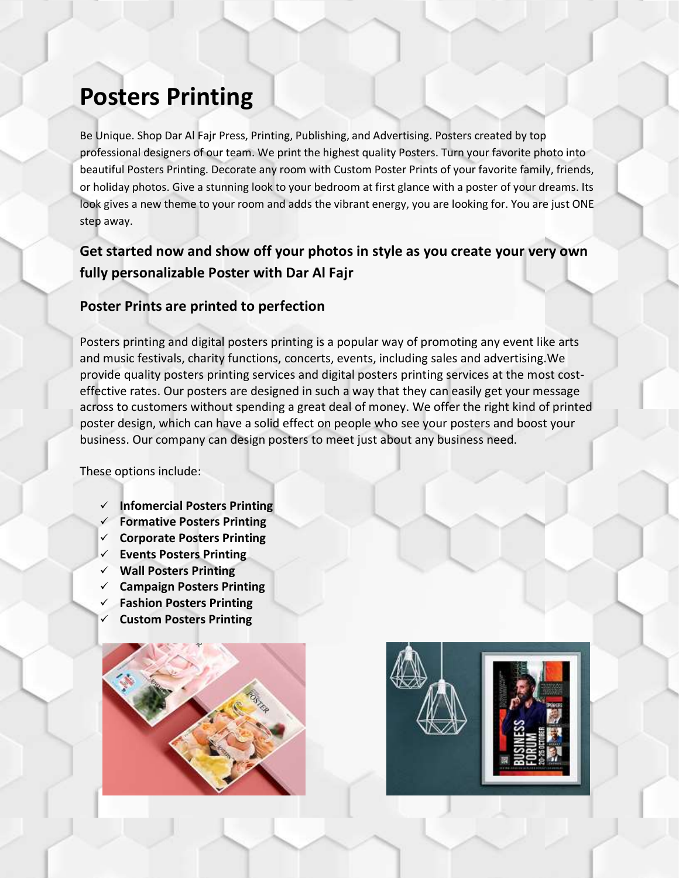# Posters Printing

Be Unique. Shop Dar Al Fajr Press, Printing, Publishing, and Advertising. Posters created by top professional designers of our team. We print the highest quality Posters. Turn your favorite photo into beautiful Posters Printing. Decorate any room with Custom Poster Prints of your favorite family, friends, or holiday photos. Give a stunning look to your bedroom at first glance with a poster of your dreams. Its look gives a new theme to your room and adds the vibrant energy, you are looking for. You are just ONE step away.

## Get started now and show off your photos in style as you create your very own fully personalizable Poster with Dar Al Fajr

### Poster Prints are printed to perfection

Posters printing and digital posters printing is a popular way of promoting any event like arts and music festivals, charity functions, concerts, events, including sales and advertising.We provide quality posters printing services and digital posters printing services at the most cost-effective rates. Our posters are designed in such a way that they can easily get your message across to customers without spending a great deal of money. We offer the right kind of printed poster design, which can have a solid effect on people who see your posters and boost your business. Our company can design posters to meet just about any business need.

These options include:

- ✓ **Infomercial Posters Printing**
- ✓ **Formative Posters Printing**
- ✓ **Corporate Posters Printing**
- ✓ **Events Posters Printing**
- ✓ **Wall Posters Printing**
- ✓ **Campaign Posters Printing**
- ✓ **Fashion Posters Printing**
- ✓ **Custom Posters Printing**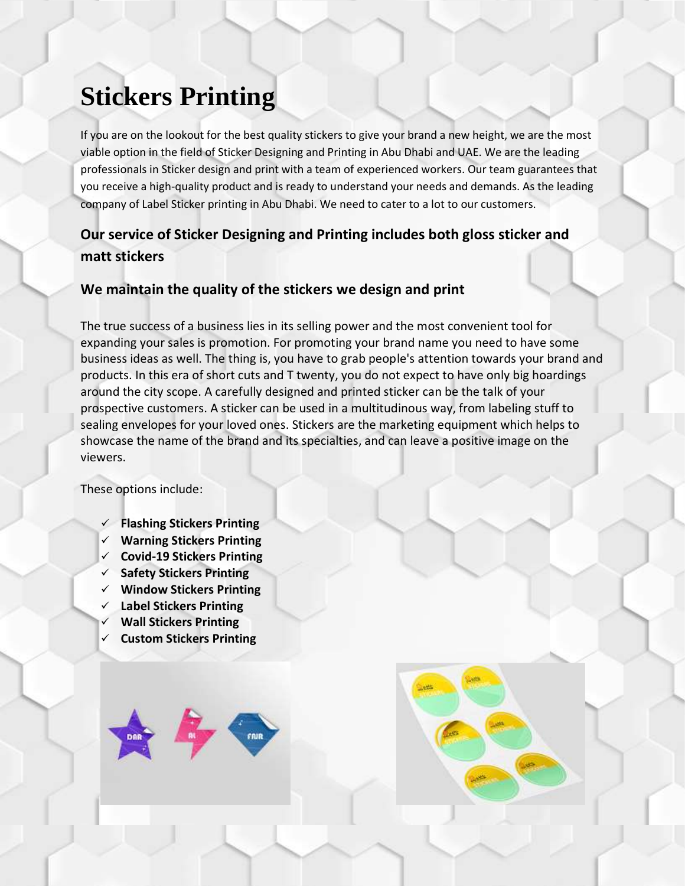# Stickers Printing

If you are on the lookout for the best quality stickers to give your brand a new height, we are the most viable option in the field of Sticker Designing and Printing in Abu Dhabi and UAE. We are the leading professionals in Sticker design and print with a team of experienced workers. Our team guarantees that you receive a high-quality product and is ready to understand your needs and demands. As the leading company of Label Sticker printing in Abu Dhabi. We need to cater to a lot to our customers.

## Our service of Sticker Designing and Printing includes both gloss sticker and matt stickers

### We maintain the quality of the stickers we design and print

The true success of a business lies in its selling power and the most convenient tool for expanding your sales is promotion. For promoting your brand name you need to have some business ideas as well. The thing is, you have to grab people's attention towards your brand and products. In this era of short cuts and T twenty, you do not expect to have only big hoardings around the city scope. A carefully designed and printed sticker can be the talk of your prospective customers. A sticker can be used in a multitudinous way, from labeling stuff to sealing envelopes for your loved ones. Stickers are the marketing equipment which helps to showcase the name of the brand and its specialties, and can leave a positive image on the viewers.

These options include:

- ✓ **Flashing Stickers Printing**
- ✓ **Warning Stickers Printing**
- ✓ **Covid-19 Stickers Printing**
- ✓ **Safety Stickers Printing**
- ✓ **Window Stickers Printing**
- ✓ **Label Stickers Printing**
- ✓ **Wall Stickers Printing**
- ✓ **Custom Stickers Printing**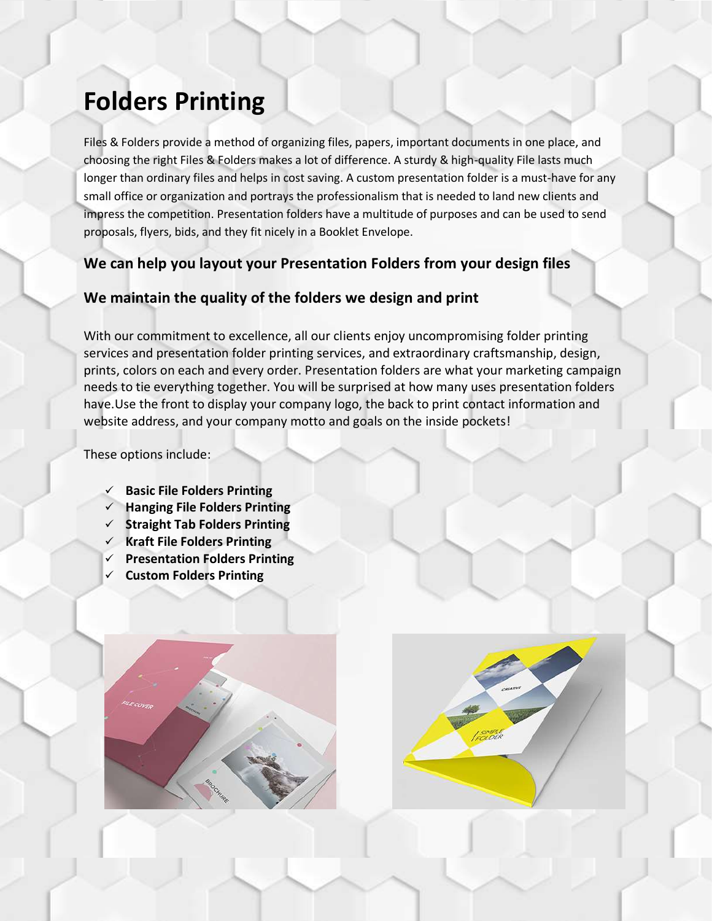# Folders Printing

Files & Folders provide a method of organizing files, papers, important documents in one place, and choosing the right Files & Folders makes a lot of difference. A sturdy & high-quality File lasts much longer than ordinary files and helps in cost saving. A custom presentation folder is a must-have for any small office or organization and portrays the professionalism that is needed to land new clients and impress the competition. Presentation folders have a multitude of purposes and can be used to send proposals, flyers, bids, and they fit nicely in a Booklet Envelope.

### We can help you layout your Presentation Folders from your design files

### We maintain the quality of the folders we design and print

With our commitment to excellence, all our clients enjoy uncompromising folder printing services and presentation folder printing services, and extraordinary craftsmanship, design, prints, colors on each and every order. Presentation folders are what your marketing campaign needs to tie everything together. You will be surprised at how many uses presentation folders have.Use the front to display your company logo, the back to print contact information and website address, and your company motto and goals on the inside pockets!

These options include:

- ✓ **Basic File Folders Printing**
- ✓ **Hanging File Folders Printing**
- ✓ **Straight Tab Folders Printing**
- ✓ **Kraft File Folders Printing**
- ✓ **Presentation Folders Printing**
- ✓ **Custom Folders Printing**